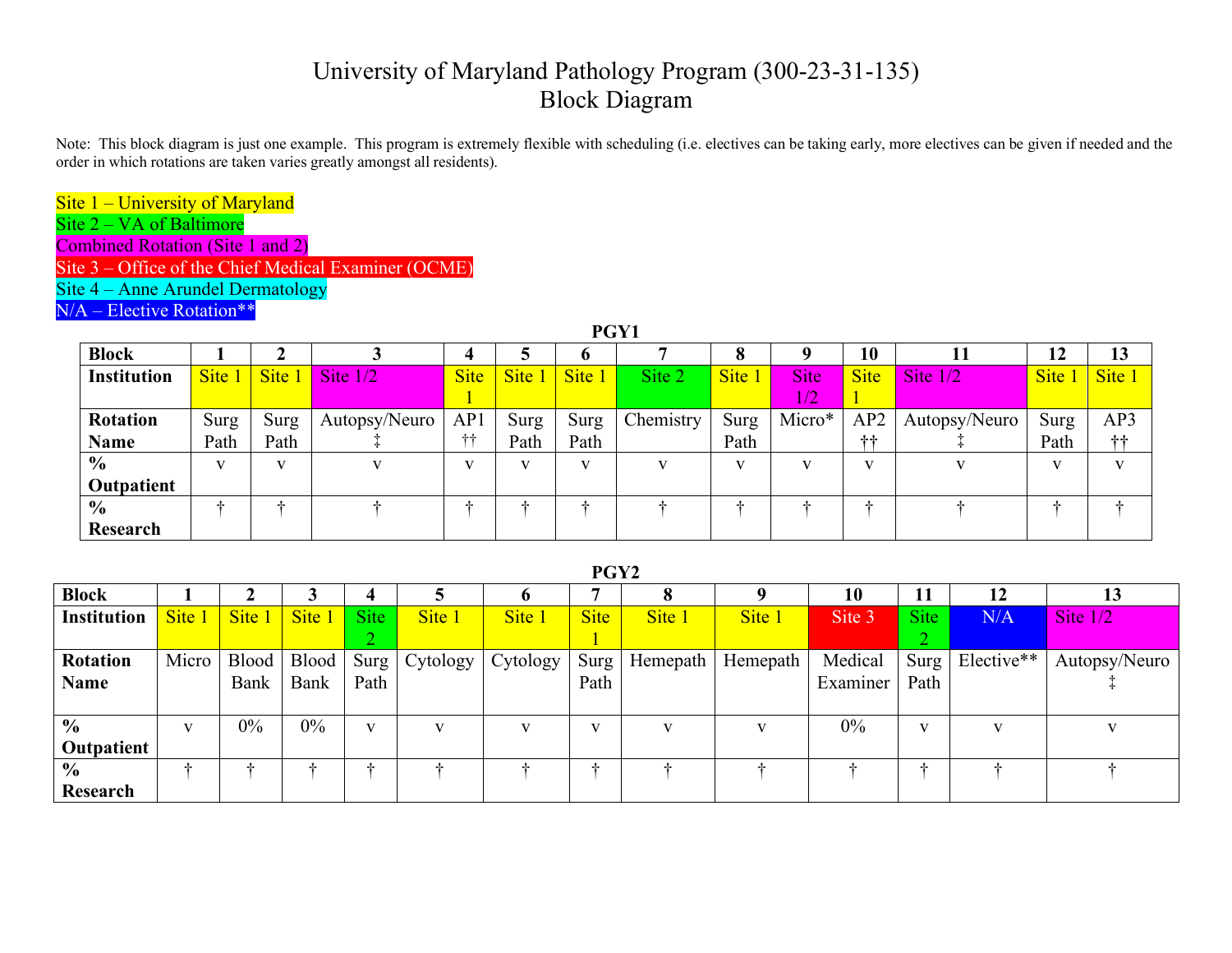# University of Maryland Pathology Program (300-23-31-135)
# Block Diagram

Note: This block diagram is just one example. This program is extremely flexible with scheduling (i.e. electives can be taking early, more electives can be given if needed and the order in which rotations are taken varies greatly amongst all residents).

Site 1 – University of Maryland
Site 2 – VA of Baltimore
Combined Rotation (Site 1 and 2)
Site 3 – Office of the Chief Medical Examiner (OCME)
Site 4 – Anne Arundel Dermatology
N/A – Elective Rotation**

**PGY1**

| Block | 1 | 2 | 3 | 4 | 5 | 6 | 7 | 8 | 9 | 10 | 11 | 12 | 13 |
|---|---|---|---|---|---|---|---|---|---|---|---|---|---|
| Institution | Site 1 | Site 1 | Site 1/2 | Site 1 | Site 1 | Site 1 | Site 2 | Site 1 | Site 1/2 | Site 1 | Site 1/2 | Site 1 | Site 1 |
| Rotation Name | Surg Path | Surg Path | Autopsy/Neuro ‡ | AP1 †† | Surg Path | Surg Path | Chemistry | Surg Path | Micro* | AP2 †† | Autopsy/Neuro ‡ | Surg Path | AP3 †† |
| % Outpatient | v | v | v | v | v | v | v | v | v | v | v | v | v |
| % Research | † | † | † | † | † | † | † | † | † | † | † | † | † |

**PGY2**

| Block | 1 | 2 | 3 | 4 | 5 | 6 | 7 | 8 | 9 | 10 | 11 | 12 | 13 |
|---|---|---|---|---|---|---|---|---|---|---|---|---|---|
| Institution | Site 1 | Site 1 | Site 1 | Site 2 | Site 1 | Site 1 | Site 1 | Site 1 | Site 1 | Site 3 | Site 2 | N/A | Site 1/2 |
| Rotation Name | Micro | Blood Bank | Blood Bank | Surg Path | Cytology | Cytology | Surg Path | Hemepath | Hemepath | Medical Examiner | Surg Path | Elective** | Autopsy/Neuro ‡ |
| % Outpatient | v | 0% | 0% | v | v | v | v | v | v | 0% | v | v | v |
| % Research | † | † | † | † | † | † | † | † | † | † | † | † | † |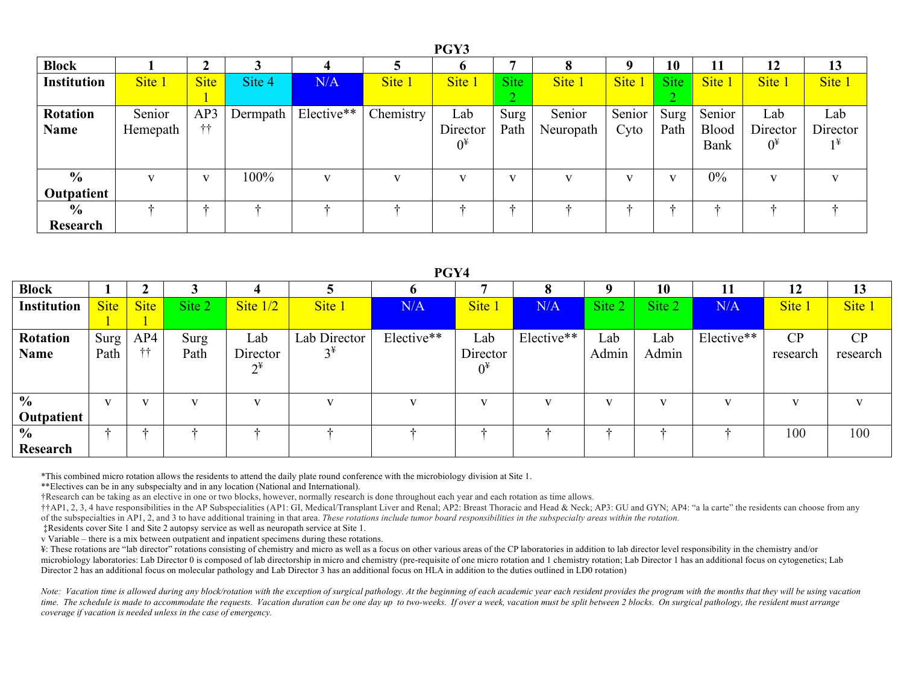## PGY3

| Block | 1 | 2 | 3 | 4 | 5 | 6 | 7 | 8 | 9 | 10 | 11 | 12 | 13 |
|---|---|---|---|---|---|---|---|---|---|---|---|---|---|
| Institution | Site 1 | Site 1 | Site 4 | N/A | Site 1 | Site 1 | Site 2 | Site 1 | Site 1 | Site 2 | Site 1 | Site 1 | Site 1 |
| Rotation Name | Senior Hemepath | AP3 †† | Dermpath | Elective** | Chemistry | Lab Director 0¥ | Surg Path | Senior Neuropath | Senior Cyto | Surg Path | Senior Blood Bank | Lab Director 0¥ | Lab Director 1¥ |
| % Outpatient | v | v | 100% | v | v | v | v | v | v | v | 0% | v | v |
| % Research | † | † | † | † | † | † | † | † | † | † | † | † | † |

## PGY4

| Block | 1 | 2 | 3 | 4 | 5 | 6 | 7 | 8 | 9 | 10 | 11 | 12 | 13 |
|---|---|---|---|---|---|---|---|---|---|---|---|---|---|
| Institution | Site 1 | Site 1 | Site 2 | Site 1/2 | Site 1 | N/A | Site 1 | N/A | Site 2 | Site 2 | N/A | Site 1 | Site 1 |
| Rotation Name | Surg Path | AP4 †† | Surg Path | Lab Director 2¥ | Lab Director 3¥ | Elective** | Lab Director 0¥ | Elective** | Lab Admin | Lab Admin | Elective** | CP research | CP research |
| % Outpatient | v | v | v | v | v | v | v | v | v | v | v | v | v |
| % Research | † | † | † | † | † | † | † | † | † | † | † | 100 | 100 |

*This combined micro rotation allows the residents to attend the daily plate round conference with the microbiology division at Site 1.
**Electives can be in any subspecialty and in any location (National and International).
†Research can be taking as an elective in one or two blocks, however, normally research is done throughout each year and each rotation as time allows.
††AP1, 2, 3, 4 have responsibilities in the AP Subspecialities (AP1: GI, Medical/Transplant Liver and Renal; AP2: Breast Thoracic and Head & Neck; AP3: GU and GYN; AP4: "a la carte" the residents can choose from any of the subspecialities in AP1, 2, and 3 to have additional training in that area. *These rotations include tumor board responsibilities in the subspecialty areas within the rotation.*
‡Residents cover Site 1 and Site 2 autopsy service as well as neuropath service at Site 1.
v Variable – there is a mix between outpatient and inpatient specimens during these rotations.
¥: These rotations are "lab director" rotations consisting of chemistry and micro as well as a focus on other various areas of the CP laboratories in addition to lab director level responsibility in the chemistry and/or microbiology laboratories: Lab Director 0 is composed of lab directorship in micro and chemistry (pre-requisite of one micro rotation and 1 chemistry rotation; Lab Director 1 has an additional focus on cytogenetics; Lab Director 2 has an additional focus on molecular pathology and Lab Director 3 has an additional focus on HLA in addition to the duties outlined in LD0 rotation)

*Note: Vacation time is allowed during any block/rotation with the exception of surgical pathology. At the beginning of each academic year each resident provides the program with the months that they will be using vacation time. The schedule is made to accommodate the requests. Vacation duration can be one day up to two-weeks. If over a week, vacation must be split between 2 blocks. On surgical pathology, the resident must arrange coverage if vacation is needed unless in the case of emergency.*